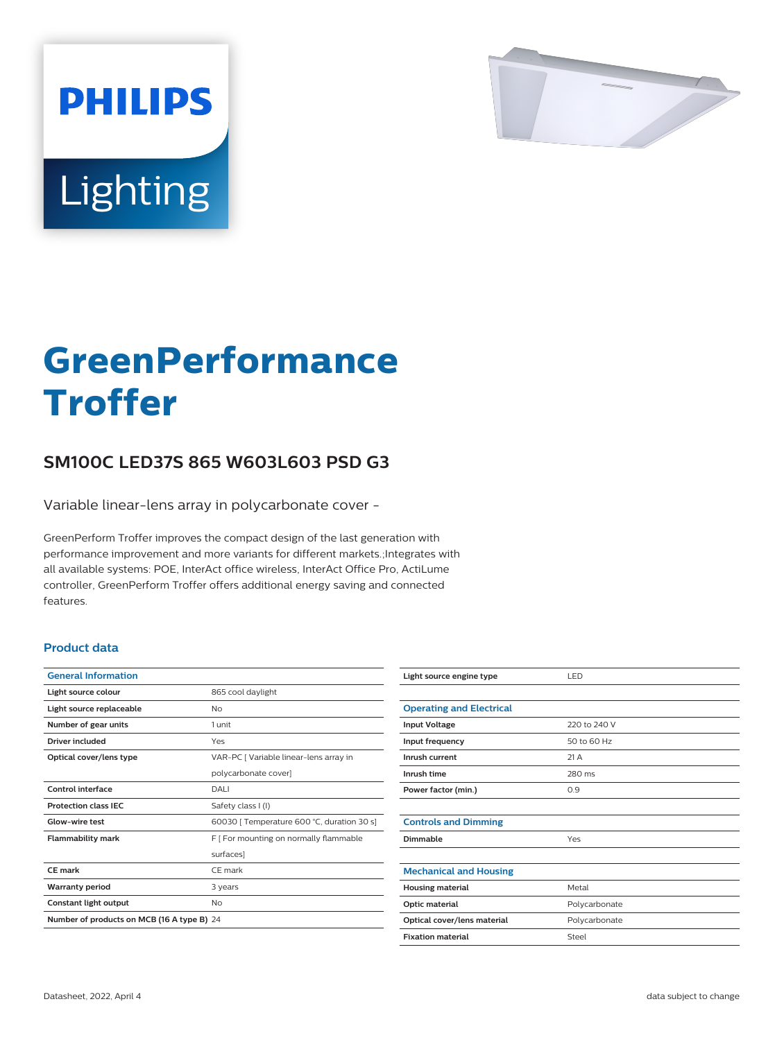PHILIPS

Lighting

# GreenPerformance Troffer

## SM100C LED37S 865 W603L603 PSD G3

Variable linear-lens array in polycarbonate cover -

GreenPerform Troffer improves the compact design of the last generation with performance improvement and more variants for different markets.;Integrates with all available systems: POE, InterAct office wireless, InterAct Office Pro, ActiLume controller, GreenPerform Troffer offers additional energy saving and connected features.

### Product data

| General Information | |
|---|---|
| Light source colour | 865 cool daylight |
| Light source replaceable | No |
| Number of gear units | 1 unit |
| Driver included | Yes |
| Optical cover/lens type | VAR-PC [ Variable linear-lens array in polycarbonate cover] |
| Control interface | DALI |
| Protection class IEC | Safety class I (I) |
| Glow-wire test | 60030 [ Temperature 600 °C, duration 30 s] |
| Flammability mark | F [ For mounting on normally flammable surfaces] |
| CE mark | CE mark |
| Warranty period | 3 years |
| Constant light output | No |
| Number of products on MCB (16 A type B) | 24 |
| Light source engine type | LED |

| Operating and Electrical | |
|---|---|
| Input Voltage | 220 to 240 V |
| Input frequency | 50 to 60 Hz |
| Inrush current | 21 A |
| Inrush time | 280 ms |
| Power factor (min.) | 0.9 |

| Controls and Dimming | |
|---|---|
| Dimmable | Yes |

| Mechanical and Housing | |
|---|---|
| Housing material | Metal |
| Optic material | Polycarbonate |
| Optical cover/lens material | Polycarbonate |
| Fixation material | Steel |

Datasheet, 2022, April 4

data subject to change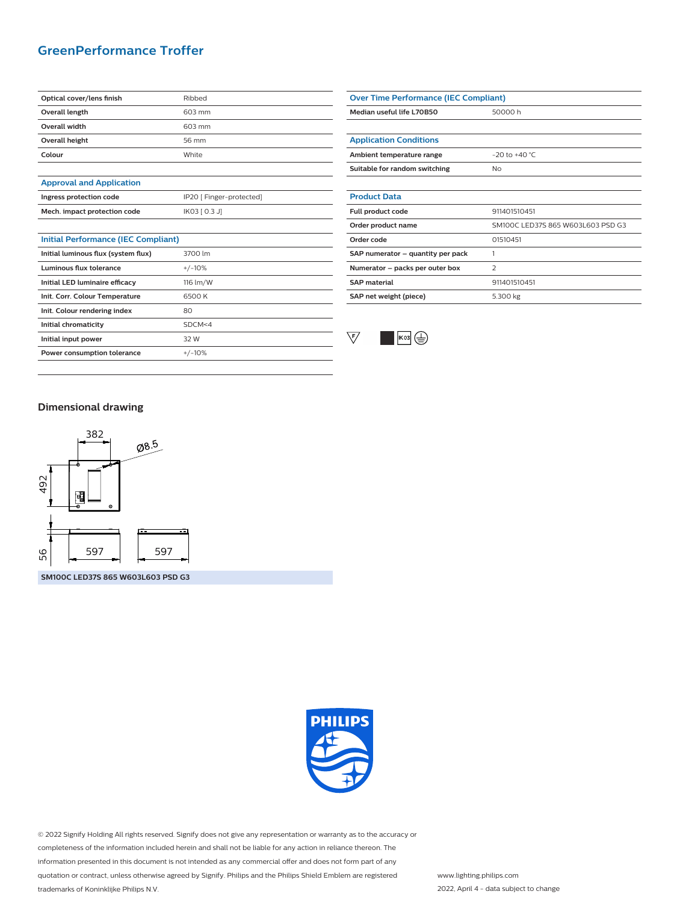# GreenPerformance Troffer

| | |
|---|---|
| Optical cover/lens finish | Ribbed |
| Overall length | 603 mm |
| Overall width | 603 mm |
| Overall height | 56 mm |
| Colour | White |

### Approval and Application

| | |
|---|---|
| Ingress protection code | IP20 [ Finger-protected] |
| Mech. impact protection code | IK03 [ 0.3 J] |

### Initial Performance (IEC Compliant)

| | |
|---|---|
| Initial luminous flux (system flux) | 3700 lm |
| Luminous flux tolerance | +/-10% |
| Initial LED luminaire efficacy | 116 lm/W |
| Init. Corr. Colour Temperature | 6500 K |
| Init. Colour rendering index | 80 |
| Initial chromaticity | SDCM<4 |
| Initial input power | 32 W |
| Power consumption tolerance | +/-10% |

### Over Time Performance (IEC Compliant)

| | |
|---|---|
| Median useful life L70B50 | 50000 h |

### Application Conditions

| | |
|---|---|
| Ambient temperature range | -20 to +40 °C |
| Suitable for random switching | No |

### Product Data

| | |
|---|---|
| Full product code | 911401510451 |
| Order product name | SM100C LED37S 865 W603L603 PSD G3 |
| Order code | 01510451 |
| SAP numerator – quantity per pack | 1 |
| Numerator – packs per outer box | 2 |
| SAP material | 911401510451 |
| SAP net weight (piece) | 5.300 kg |

## Dimensional drawing

382

Ø8.5

492

56

597

597

**SM100C LED37S 865 W603L603 PSD G3**

© 2022 Signify Holding All rights reserved. Signify does not give any representation or warranty as to the accuracy or completeness of the information included herein and shall not be liable for any action in reliance thereon. The information presented in this document is not intended as any commercial offer and does not form part of any quotation or contract, unless otherwise agreed by Signify. Philips and the Philips Shield Emblem are registered trademarks of Koninklijke Philips N.V.

www.lighting.philips.com

2022, April 4 - data subject to change